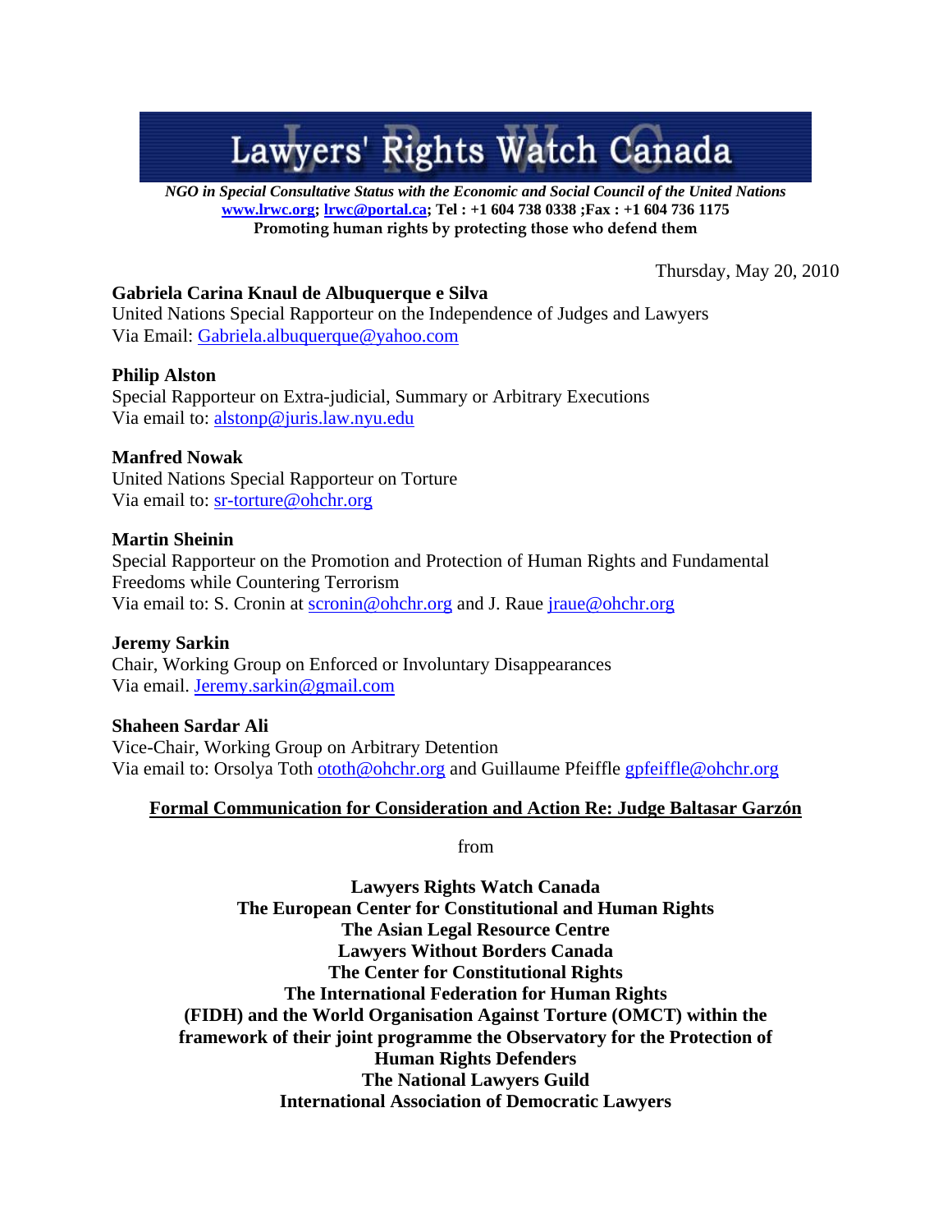# Lawyers' Rights Watch Canada

*NGO in Special Consultative Status with the Economic and Social Council of the United Nations*
**www.lrwc.org; lrwc@portal.ca; Tel : +1 604 738 0338 ;Fax : +1 604 736 1175**
**Promoting human rights by protecting those who defend them**

Thursday, May 20, 2010

**Gabriela Carina Knaul de Albuquerque e Silva**
United Nations Special Rapporteur on the Independence of Judges and Lawyers
Via Email: Gabriela.albuquerque@yahoo.com

**Philip Alston**
Special Rapporteur on Extra-judicial, Summary or Arbitrary Executions
Via email to: alstonp@juris.law.nyu.edu

**Manfred Nowak**
United Nations Special Rapporteur on Torture
Via email to: sr-torture@ohchr.org

**Martin Sheinin**
Special Rapporteur on the Promotion and Protection of Human Rights and Fundamental Freedoms while Countering Terrorism
Via email to: S. Cronin at scronin@ohchr.org and J. Raue jraue@ohchr.org

**Jeremy Sarkin**
Chair, Working Group on Enforced or Involuntary Disappearances
Via email. Jeremy.sarkin@gmail.com

**Shaheen Sardar Ali**
Vice-Chair, Working Group on Arbitrary Detention
Via email to: Orsolya Toth ototh@ohchr.org and Guillaume Pfeiffle gpfeiffle@ohchr.org

**Formal Communication for Consideration and Action Re: Judge Baltasar Garzón**

from

**Lawyers Rights Watch Canada**
**The European Center for Constitutional and Human Rights**
**The Asian Legal Resource Centre**
**Lawyers Without Borders Canada**
**The Center for Constitutional Rights**
**The International Federation for Human Rights (FIDH) and the World Organisation Against Torture (OMCT) within the framework of their joint programme the Observatory for the Protection of Human Rights Defenders**
**The National Lawyers Guild**
**International Association of Democratic Lawyers**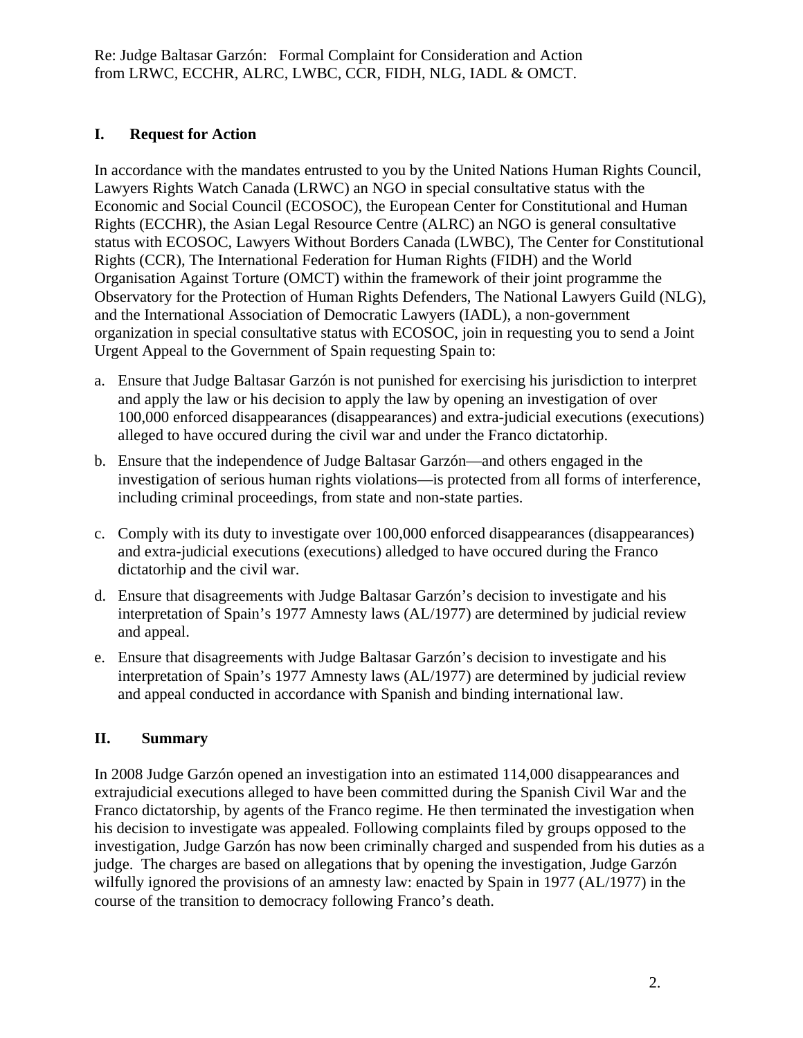Re: Judge Baltasar Garzón: Formal Complaint for Consideration and Action from LRWC, ECCHR, ALRC, LWBC, CCR, FIDH, NLG, IADL & OMCT.

## I. Request for Action

In accordance with the mandates entrusted to you by the United Nations Human Rights Council, Lawyers Rights Watch Canada (LRWC) an NGO in special consultative status with the Economic and Social Council (ECOSOC), the European Center for Constitutional and Human Rights (ECCHR), the Asian Legal Resource Centre (ALRC) an NGO is general consultative status with ECOSOC, Lawyers Without Borders Canada (LWBC), The Center for Constitutional Rights (CCR), The International Federation for Human Rights (FIDH) and the World Organisation Against Torture (OMCT) within the framework of their joint programme the Observatory for the Protection of Human Rights Defenders, The National Lawyers Guild (NLG), and the International Association of Democratic Lawyers (IADL), a non-government organization in special consultative status with ECOSOC, join in requesting you to send a Joint Urgent Appeal to the Government of Spain requesting Spain to:

a. Ensure that Judge Baltasar Garzón is not punished for exercising his jurisdiction to interpret and apply the law or his decision to apply the law by opening an investigation of over 100,000 enforced disappearances (disappearances) and extra-judicial executions (executions) alleged to have occured during the civil war and under the Franco dictatorhip.

b. Ensure that the independence of Judge Baltasar Garzón—and others engaged in the investigation of serious human rights violations—is protected from all forms of interference, including criminal proceedings, from state and non-state parties.

c. Comply with its duty to investigate over 100,000 enforced disappearances (disappearances) and extra-judicial executions (executions) alledged to have occured during the Franco dictatorhip and the civil war.

d. Ensure that disagreements with Judge Baltasar Garzón's decision to investigate and his interpretation of Spain's 1977 Amnesty laws (AL/1977) are determined by judicial review and appeal.

e. Ensure that disagreements with Judge Baltasar Garzón's decision to investigate and his interpretation of Spain's 1977 Amnesty laws (AL/1977) are determined by judicial review and appeal conducted in accordance with Spanish and binding international law.

## II. Summary

In 2008 Judge Garzón opened an investigation into an estimated 114,000 disappearances and extrajudicial executions alleged to have been committed during the Spanish Civil War and the Franco dictatorship, by agents of the Franco regime. He then terminated the investigation when his decision to investigate was appealed. Following complaints filed by groups opposed to the investigation, Judge Garzón has now been criminally charged and suspended from his duties as a judge. The charges are based on allegations that by opening the investigation, Judge Garzón wilfully ignored the provisions of an amnesty law: enacted by Spain in 1977 (AL/1977) in the course of the transition to democracy following Franco's death.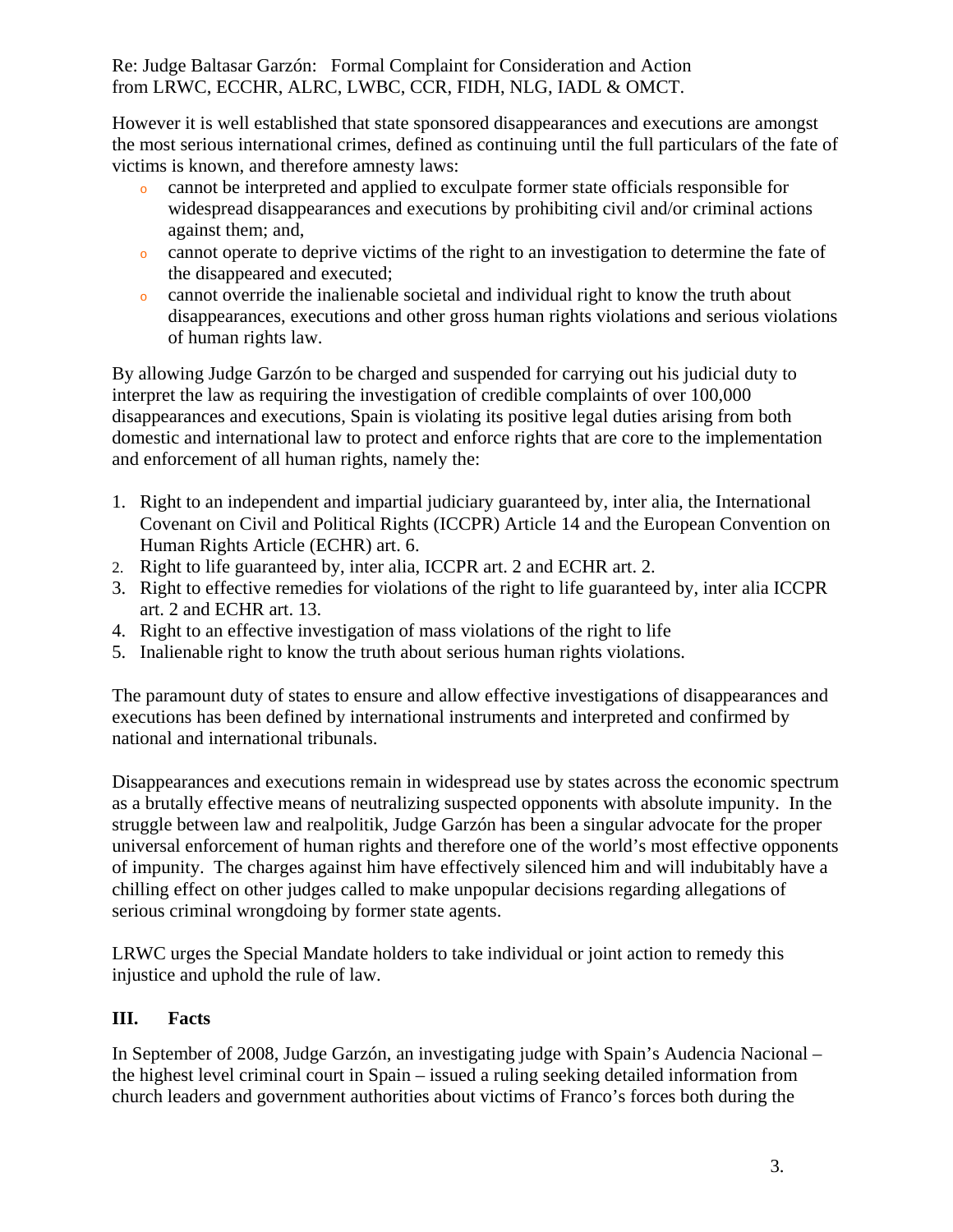However it is well established that state sponsored disappearances and executions are amongst the most serious international crimes, defined as continuing until the full particulars of the fate of victims is known, and therefore amnesty laws:

- cannot be interpreted and applied to exculpate former state officials responsible for widespread disappearances and executions by prohibiting civil and/or criminal actions against them; and,
- cannot operate to deprive victims of the right to an investigation to determine the fate of the disappeared and executed;
- cannot override the inalienable societal and individual right to know the truth about disappearances, executions and other gross human rights violations and serious violations of human rights law.

By allowing Judge Garzón to be charged and suspended for carrying out his judicial duty to interpret the law as requiring the investigation of credible complaints of over 100,000 disappearances and executions, Spain is violating its positive legal duties arising from both domestic and international law to protect and enforce rights that are core to the implementation and enforcement of all human rights, namely the:

1. Right to an independent and impartial judiciary guaranteed by, inter alia, the International Covenant on Civil and Political Rights (ICCPR) Article 14 and the European Convention on Human Rights Article (ECHR) art. 6.
2. Right to life guaranteed by, inter alia, ICCPR art. 2 and ECHR art. 2.
3. Right to effective remedies for violations of the right to life guaranteed by, inter alia ICCPR art. 2 and ECHR art. 13.
4. Right to an effective investigation of mass violations of the right to life
5. Inalienable right to know the truth about serious human rights violations.

The paramount duty of states to ensure and allow effective investigations of disappearances and executions has been defined by international instruments and interpreted and confirmed by national and international tribunals.

Disappearances and executions remain in widespread use by states across the economic spectrum as a brutally effective means of neutralizing suspected opponents with absolute impunity. In the struggle between law and realpolitik, Judge Garzón has been a singular advocate for the proper universal enforcement of human rights and therefore one of the world's most effective opponents of impunity. The charges against him have effectively silenced him and will indubitably have a chilling effect on other judges called to make unpopular decisions regarding allegations of serious criminal wrongdoing by former state agents.

LRWC urges the Special Mandate holders to take individual or joint action to remedy this injustice and uphold the rule of law.

## III. Facts

In September of 2008, Judge Garzón, an investigating judge with Spain's Audencia Nacional – the highest level criminal court in Spain – issued a ruling seeking detailed information from church leaders and government authorities about victims of Franco's forces both during the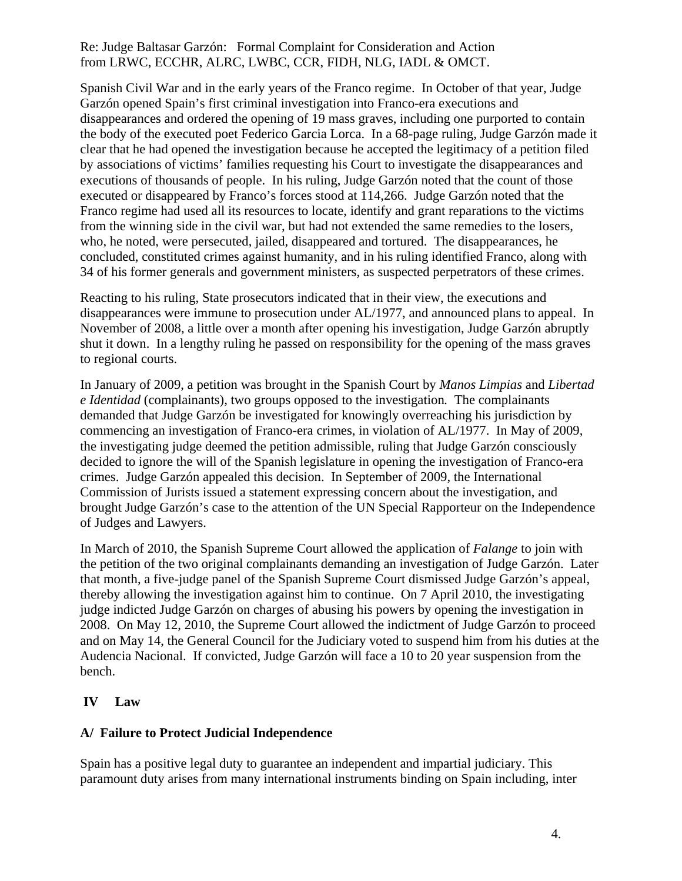Spanish Civil War and in the early years of the Franco regime. In October of that year, Judge Garzón opened Spain's first criminal investigation into Franco-era executions and disappearances and ordered the opening of 19 mass graves, including one purported to contain the body of the executed poet Federico Garcia Lorca. In a 68-page ruling, Judge Garzón made it clear that he had opened the investigation because he accepted the legitimacy of a petition filed by associations of victims' families requesting his Court to investigate the disappearances and executions of thousands of people. In his ruling, Judge Garzón noted that the count of those executed or disappeared by Franco's forces stood at 114,266. Judge Garzón noted that the Franco regime had used all its resources to locate, identify and grant reparations to the victims from the winning side in the civil war, but had not extended the same remedies to the losers, who, he noted, were persecuted, jailed, disappeared and tortured. The disappearances, he concluded, constituted crimes against humanity, and in his ruling identified Franco, along with 34 of his former generals and government ministers, as suspected perpetrators of these crimes.

Reacting to his ruling, State prosecutors indicated that in their view, the executions and disappearances were immune to prosecution under AL/1977, and announced plans to appeal. In November of 2008, a little over a month after opening his investigation, Judge Garzón abruptly shut it down. In a lengthy ruling he passed on responsibility for the opening of the mass graves to regional courts.

In January of 2009, a petition was brought in the Spanish Court by *Manos Limpias* and *Libertad e Identidad* (complainants), two groups opposed to the investigation. The complainants demanded that Judge Garzón be investigated for knowingly overreaching his jurisdiction by commencing an investigation of Franco-era crimes, in violation of AL/1977. In May of 2009, the investigating judge deemed the petition admissible, ruling that Judge Garzón consciously decided to ignore the will of the Spanish legislature in opening the investigation of Franco-era crimes. Judge Garzón appealed this decision. In September of 2009, the International Commission of Jurists issued a statement expressing concern about the investigation, and brought Judge Garzón's case to the attention of the UN Special Rapporteur on the Independence of Judges and Lawyers.

In March of 2010, the Spanish Supreme Court allowed the application of *Falange* to join with the petition of the two original complainants demanding an investigation of Judge Garzón. Later that month, a five-judge panel of the Spanish Supreme Court dismissed Judge Garzón's appeal, thereby allowing the investigation against him to continue. On 7 April 2010, the investigating judge indicted Judge Garzón on charges of abusing his powers by opening the investigation in 2008. On May 12, 2010, the Supreme Court allowed the indictment of Judge Garzón to proceed and on May 14, the General Council for the Judiciary voted to suspend him from his duties at the Audencia Nacional. If convicted, Judge Garzón will face a 10 to 20 year suspension from the bench.

## IV Law

### A/ Failure to Protect Judicial Independence

Spain has a positive legal duty to guarantee an independent and impartial judiciary. This paramount duty arises from many international instruments binding on Spain including, inter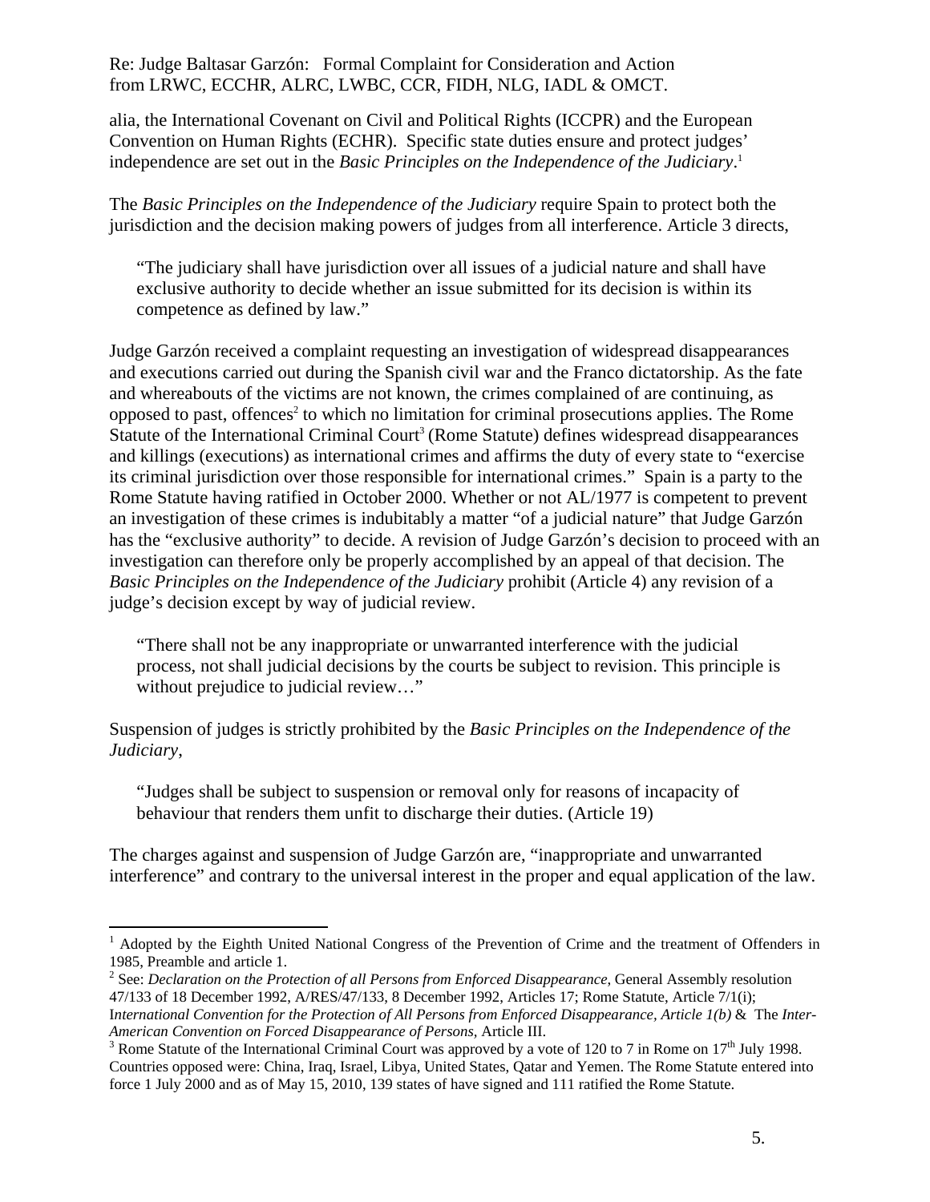alia, the International Covenant on Civil and Political Rights (ICCPR) and the European Convention on Human Rights (ECHR). Specific state duties ensure and protect judges' independence are set out in the *Basic Principles on the Independence of the Judiciary*.[1]

The *Basic Principles on the Independence of the Judiciary* require Spain to protect both the jurisdiction and the decision making powers of judges from all interference. Article 3 directs,

> "The judiciary shall have jurisdiction over all issues of a judicial nature and shall have exclusive authority to decide whether an issue submitted for its decision is within its competence as defined by law."

Judge Garzón received a complaint requesting an investigation of widespread disappearances and executions carried out during the Spanish civil war and the Franco dictatorship. As the fate and whereabouts of the victims are not known, the crimes complained of are continuing, as opposed to past, offences[2] to which no limitation for criminal prosecutions applies. The Rome Statute of the International Criminal Court[3] (Rome Statute) defines widespread disappearances and killings (executions) as international crimes and affirms the duty of every state to "exercise its criminal jurisdiction over those responsible for international crimes." Spain is a party to the Rome Statute having ratified in October 2000. Whether or not AL/1977 is competent to prevent an investigation of these crimes is indubitably a matter "of a judicial nature" that Judge Garzón has the "exclusive authority" to decide. A revision of Judge Garzón's decision to proceed with an investigation can therefore only be properly accomplished by an appeal of that decision. The *Basic Principles on the Independence of the Judiciary* prohibit (Article 4) any revision of a judge's decision except by way of judicial review.

> "There shall not be any inappropriate or unwarranted interference with the judicial process, not shall judicial decisions by the courts be subject to revision. This principle is without prejudice to judicial review…"

Suspension of judges is strictly prohibited by the *Basic Principles on the Independence of the Judiciary*,

> "Judges shall be subject to suspension or removal only for reasons of incapacity of behaviour that renders them unfit to discharge their duties. (Article 19)

The charges against and suspension of Judge Garzón are, "inappropriate and unwarranted interference" and contrary to the universal interest in the proper and equal application of the law.

---

[1] Adopted by the Eighth United National Congress of the Prevention of Crime and the treatment of Offenders in 1985, Preamble and article 1.

[2] See: *Declaration on the Protection of all Persons from Enforced Disappearance*, General Assembly resolution 47/133 of 18 December 1992, A/RES/47/133, 8 December 1992, Articles 17; Rome Statute, Article 7/1(i); I*nternational Convention for the Protection of All Persons from Enforced Disappearance, Article 1(b)* & The *Inter-American Convention on Forced Disappearance of Persons,* Article III.

[3] Rome Statute of the International Criminal Court was approved by a vote of 120 to 7 in Rome on 17th July 1998. Countries opposed were: China, Iraq, Israel, Libya, United States, Qatar and Yemen. The Rome Statute entered into force 1 July 2000 and as of May 15, 2010, 139 states of have signed and 111 ratified the Rome Statute.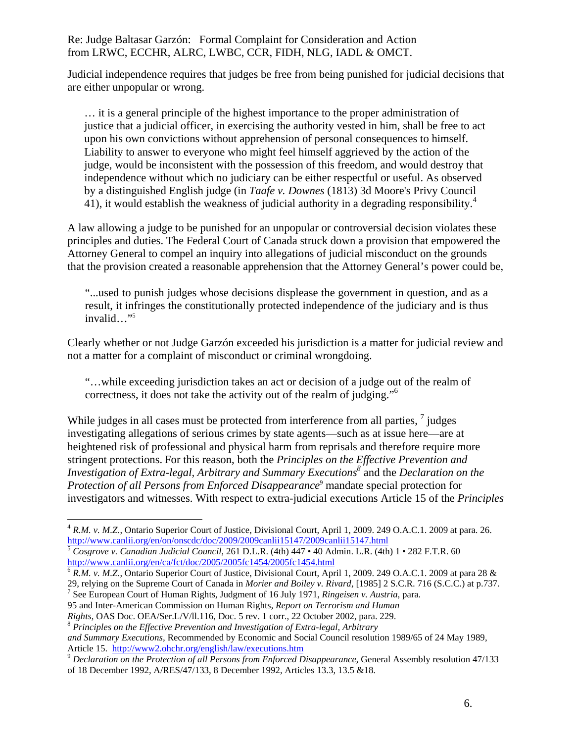Judicial independence requires that judges be free from being punished for judicial decisions that are either unpopular or wrong.

> … it is a general principle of the highest importance to the proper administration of justice that a judicial officer, in exercising the authority vested in him, shall be free to act upon his own convictions without apprehension of personal consequences to himself. Liability to answer to everyone who might feel himself aggrieved by the action of the judge, would be inconsistent with the possession of this freedom, and would destroy that independence without which no judiciary can be either respectful or useful. As observed by a distinguished English judge (in *Taafe v. Downes* (1813) 3d Moore's Privy Council 41), it would establish the weakness of judicial authority in a degrading responsibility.[4]

A law allowing a judge to be punished for an unpopular or controversial decision violates these principles and duties. The Federal Court of Canada struck down a provision that empowered the Attorney General to compel an inquiry into allegations of judicial misconduct on the grounds that the provision created a reasonable apprehension that the Attorney General's power could be,

> "...used to punish judges whose decisions displease the government in question, and as a result, it infringes the constitutionally protected independence of the judiciary and is thus invalid…"[5]

Clearly whether or not Judge Garzón exceeded his jurisdiction is a matter for judicial review and not a matter for a complaint of misconduct or criminal wrongdoing.

> "…while exceeding jurisdiction takes an act or decision of a judge out of the realm of correctness, it does not take the activity out of the realm of judging."[6]

While judges in all cases must be protected from interference from all parties, [7] judges investigating allegations of serious crimes by state agents—such as at issue here—are at heightened risk of professional and physical harm from reprisals and therefore require more stringent protections. For this reason, both the *Principles on the Effective Prevention and Investigation of Extra-legal, Arbitrary and Summary Executions*[8] and the *Declaration on the Protection of all Persons from Enforced Disappearance*[9] mandate special protection for investigators and witnesses. With respect to extra-judicial executions Article 15 of the *Principles*

---

[4] *R.M. v. M.Z.*, Ontario Superior Court of Justice, Divisional Court, April 1, 2009. 249 O.A.C.1. 2009 at para. 26. http://www.canlii.org/en/on/onscdc/doc/2009/2009canlii15147/2009canlii15147.html

[5] *Cosgrove v. Canadian Judicial Council*, 261 D.L.R. (4th) 447 • 40 Admin. L.R. (4th) 1 • 282 F.T.R. 60 http://www.canlii.org/en/ca/fct/doc/2005/2005fc1454/2005fc1454.html

[6] *R.M. v. M.Z.*, Ontario Superior Court of Justice, Divisional Court, April 1, 2009. 249 O.A.C.1. 2009 at para 28 & 29, relying on the Supreme Court of Canada in *Morier and Boiley v. Rivard*, [1985] 2 S.C.R. 716 (S.C.C.) at p.737.

[7] See European Court of Human Rights, Judgment of 16 July 1971, *Ringeisen v. Austria*, para. 95 and Inter-American Commission on Human Rights, *Report on Terrorism and Human Rights*, OAS Doc. OEA/Ser.L/V/ll.116, Doc. 5 rev. 1 corr., 22 October 2002, para. 229.

[8] *Principles on the Effective Prevention and Investigation of Extra-legal, Arbitrary and Summary Executions*, Recommended by Economic and Social Council resolution 1989/65 of 24 May 1989, Article 15. http://www2.ohchr.org/english/law/executions.htm

[9] *Declaration on the Protection of all Persons from Enforced Disappearance*, General Assembly resolution 47/133 of 18 December 1992, A/RES/47/133, 8 December 1992, Articles 13.3, 13.5 &18.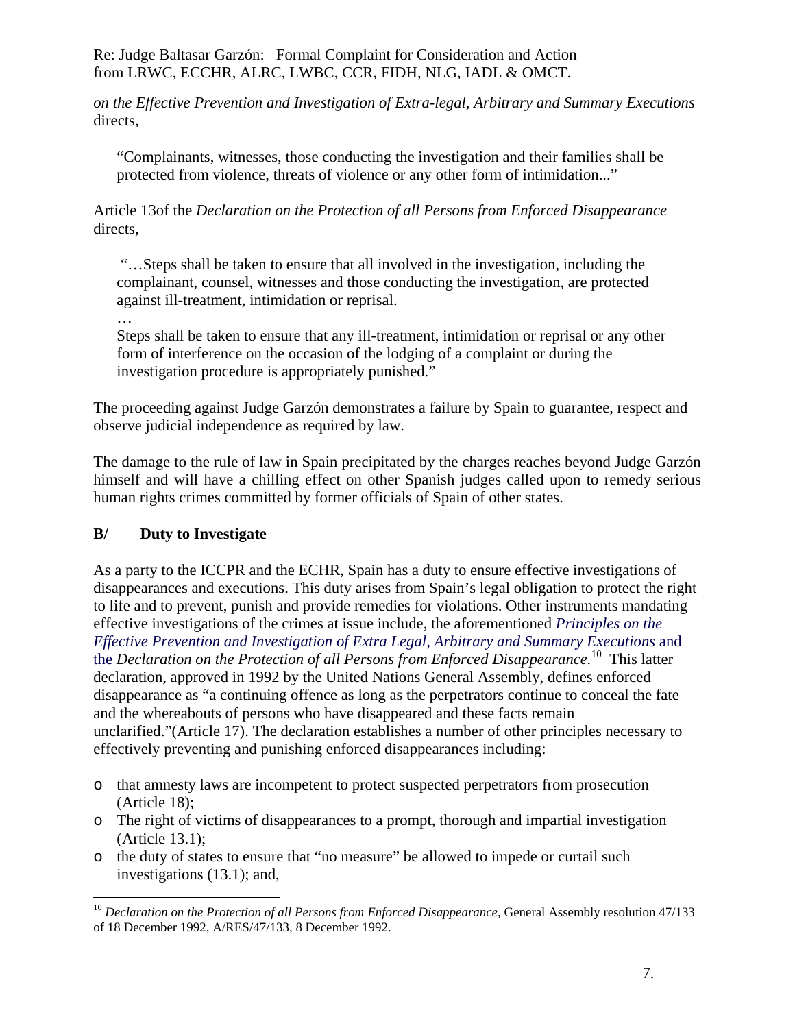*on the Effective Prevention and Investigation of Extra-legal, Arbitrary and Summary Executions* directs,

> "Complainants, witnesses, those conducting the investigation and their families shall be protected from violence, threats of violence or any other form of intimidation..."

Article 13of the *Declaration on the Protection of all Persons from Enforced Disappearance* directs,

> "…Steps shall be taken to ensure that all involved in the investigation, including the complainant, counsel, witnesses and those conducting the investigation, are protected against ill-treatment, intimidation or reprisal.
>
> …
>
> Steps shall be taken to ensure that any ill-treatment, intimidation or reprisal or any other form of interference on the occasion of the lodging of a complaint or during the investigation procedure is appropriately punished."

The proceeding against Judge Garzón demonstrates a failure by Spain to guarantee, respect and observe judicial independence as required by law.

The damage to the rule of law in Spain precipitated by the charges reaches beyond Judge Garzón himself and will have a chilling effect on other Spanish judges called upon to remedy serious human rights crimes committed by former officials of Spain of other states.

## B/ Duty to Investigate

As a party to the ICCPR and the ECHR, Spain has a duty to ensure effective investigations of disappearances and executions. This duty arises from Spain's legal obligation to protect the right to life and to prevent, punish and provide remedies for violations. Other instruments mandating effective investigations of the crimes at issue include, the aforementioned *Principles on the Effective Prevention and Investigation of Extra Legal, Arbitrary and Summary Executions* and the *Declaration on the Protection of all Persons from Enforced Disappearance.*[10] This latter declaration, approved in 1992 by the United Nations General Assembly, defines enforced disappearance as "a continuing offence as long as the perpetrators continue to conceal the fate and the whereabouts of persons who have disappeared and these facts remain unclarified."(Article 17). The declaration establishes a number of other principles necessary to effectively preventing and punishing enforced disappearances including:

- that amnesty laws are incompetent to protect suspected perpetrators from prosecution (Article 18);
- The right of victims of disappearances to a prompt, thorough and impartial investigation (Article 13.1);
- the duty of states to ensure that "no measure" be allowed to impede or curtail such investigations (13.1); and,

---

[10] *Declaration on the Protection of all Persons from Enforced Disappearance*, General Assembly resolution 47/133 of 18 December 1992, A/RES/47/133, 8 December 1992.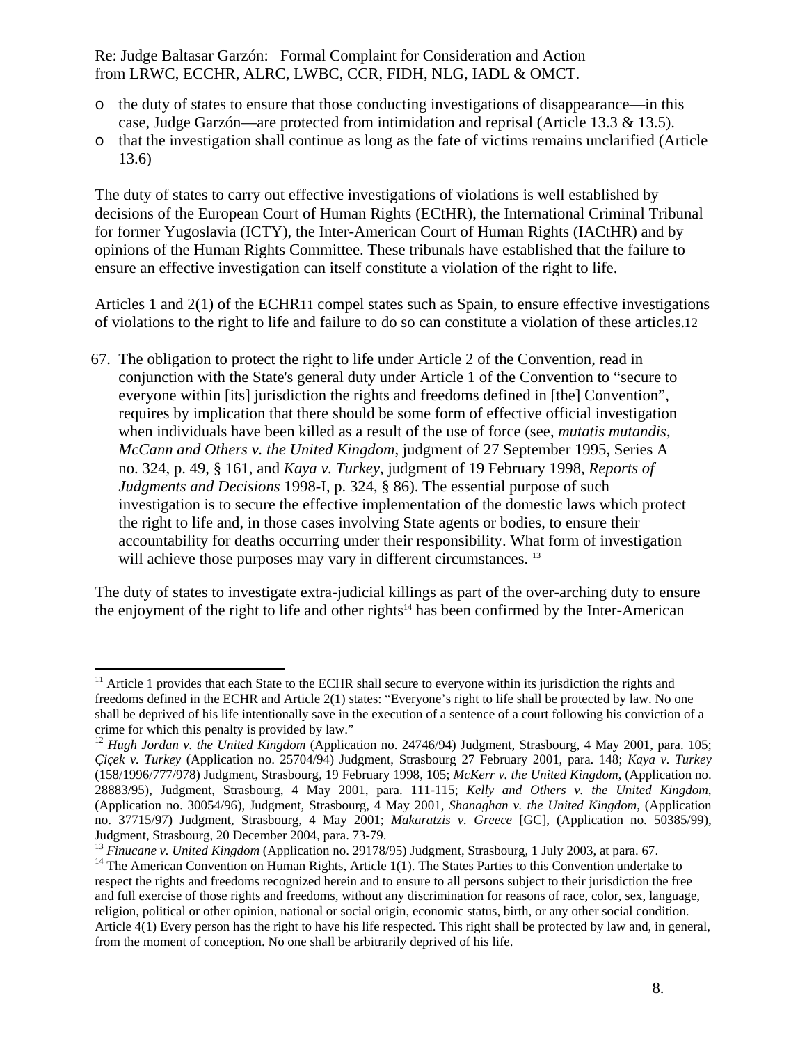- o the duty of states to ensure that those conducting investigations of disappearance—in this case, Judge Garzón—are protected from intimidation and reprisal (Article 13.3 & 13.5).
- o that the investigation shall continue as long as the fate of victims remains unclarified (Article 13.6)

The duty of states to carry out effective investigations of violations is well established by decisions of the European Court of Human Rights (ECtHR), the International Criminal Tribunal for former Yugoslavia (ICTY), the Inter-American Court of Human Rights (IACtHR) and by opinions of the Human Rights Committee. These tribunals have established that the failure to ensure an effective investigation can itself constitute a violation of the right to life.

Articles 1 and 2(1) of the ECHR[11] compel states such as Spain, to ensure effective investigations of violations to the right to life and failure to do so can constitute a violation of these articles.[12]

> 67. The obligation to protect the right to life under Article 2 of the Convention, read in conjunction with the State's general duty under Article 1 of the Convention to "secure to everyone within [its] jurisdiction the rights and freedoms defined in [the] Convention", requires by implication that there should be some form of effective official investigation when individuals have been killed as a result of the use of force (see, *mutatis mutandis*, *McCann and Others v. the United Kingdom*, judgment of 27 September 1995, Series A no. 324, p. 49, § 161, and *Kaya v. Turkey*, judgment of 19 February 1998, *Reports of Judgments and Decisions* 1998-I, p. 324, § 86). The essential purpose of such investigation is to secure the effective implementation of the domestic laws which protect the right to life and, in those cases involving State agents or bodies, to ensure their accountability for deaths occurring under their responsibility. What form of investigation will achieve those purposes may vary in different circumstances. [13]

The duty of states to investigate extra-judicial killings as part of the over-arching duty to ensure the enjoyment of the right to life and other rights[14] has been confirmed by the Inter-American

---

[11] Article 1 provides that each State to the ECHR shall secure to everyone within its jurisdiction the rights and freedoms defined in the ECHR and Article 2(1) states: "Everyone's right to life shall be protected by law. No one shall be deprived of his life intentionally save in the execution of a sentence of a court following his conviction of a crime for which this penalty is provided by law."

[12] *Hugh Jordan v. the United Kingdom* (Application no. 24746/94) Judgment, Strasbourg, 4 May 2001, para. 105; *Çiçek v. Turkey* (Application no. 25704/94) Judgment, Strasbourg 27 February 2001, para. 148; *Kaya v. Turkey* (158/1996/777/978) Judgment, Strasbourg, 19 February 1998, 105; *McKerr v. the United Kingdom*, (Application no. 28883/95), Judgment, Strasbourg, 4 May 2001, para. 111-115; *Kelly and Others v. the United Kingdom*, (Application no. 30054/96), Judgment, Strasbourg, 4 May 2001, *Shanaghan v. the United Kingdom*, (Application no. 37715/97) Judgment, Strasbourg, 4 May 2001; *Makaratzis v. Greece* [GC], (Application no. 50385/99), Judgment, Strasbourg, 20 December 2004, para. 73-79.

[13] *Finucane v. United Kingdom* (Application no. 29178/95) Judgment, Strasbourg, 1 July 2003, at para. 67.

[14] The American Convention on Human Rights, Article 1(1). The States Parties to this Convention undertake to respect the rights and freedoms recognized herein and to ensure to all persons subject to their jurisdiction the free and full exercise of those rights and freedoms, without any discrimination for reasons of race, color, sex, language, religion, political or other opinion, national or social origin, economic status, birth, or any other social condition. Article 4(1) Every person has the right to have his life respected. This right shall be protected by law and, in general, from the moment of conception. No one shall be arbitrarily deprived of his life.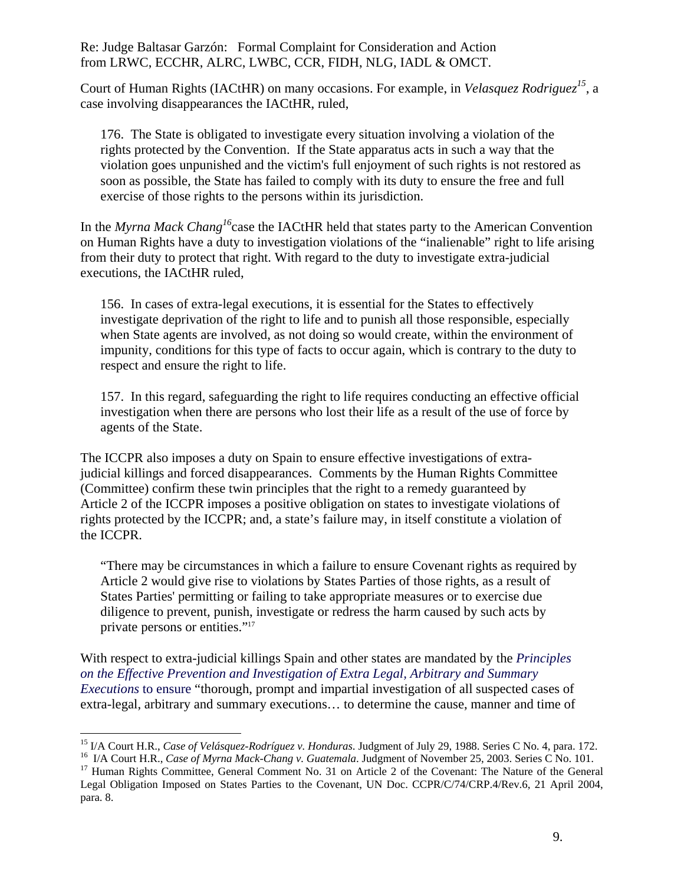Court of Human Rights (IACtHR) on many occasions. For example, in *Velasquez Rodriguez*[15], a case involving disappearances the IACtHR, ruled,

> 176. The State is obligated to investigate every situation involving a violation of the rights protected by the Convention. If the State apparatus acts in such a way that the violation goes unpunished and the victim's full enjoyment of such rights is not restored as soon as possible, the State has failed to comply with its duty to ensure the free and full exercise of those rights to the persons within its jurisdiction.

In the *Myrna Mack Chang*[16]case the IACtHR held that states party to the American Convention on Human Rights have a duty to investigation violations of the "inalienable" right to life arising from their duty to protect that right. With regard to the duty to investigate extra-judicial executions, the IACtHR ruled,

> 156. In cases of extra-legal executions, it is essential for the States to effectively investigate deprivation of the right to life and to punish all those responsible, especially when State agents are involved, as not doing so would create, within the environment of impunity, conditions for this type of facts to occur again, which is contrary to the duty to respect and ensure the right to life.
>
> 157. In this regard, safeguarding the right to life requires conducting an effective official investigation when there are persons who lost their life as a result of the use of force by agents of the State.

The ICCPR also imposes a duty on Spain to ensure effective investigations of extra-judicial killings and forced disappearances. Comments by the Human Rights Committee (Committee) confirm these twin principles that the right to a remedy guaranteed by Article 2 of the ICCPR imposes a positive obligation on states to investigate violations of rights protected by the ICCPR; and, a state's failure may, in itself constitute a violation of the ICCPR.

> "There may be circumstances in which a failure to ensure Covenant rights as required by Article 2 would give rise to violations by States Parties of those rights, as a result of States Parties' permitting or failing to take appropriate measures or to exercise due diligence to prevent, punish, investigate or redress the harm caused by such acts by private persons or entities."[17]

With respect to extra-judicial killings Spain and other states are mandated by the *Principles on the Effective Prevention and Investigation of Extra Legal, Arbitrary and Summary Executions* to ensure "thorough, prompt and impartial investigation of all suspected cases of extra-legal, arbitrary and summary executions… to determine the cause, manner and time of

---

[15] I/A Court H.R., *Case of Velásquez-Rodríguez v. Honduras*. Judgment of July 29, 1988. Series C No. 4, para. 172.

[16] I/A Court H.R., *Case of Myrna Mack-Chang v. Guatemala*. Judgment of November 25, 2003. Series C No. 101.

[17] Human Rights Committee, General Comment No. 31 on Article 2 of the Covenant: The Nature of the General Legal Obligation Imposed on States Parties to the Covenant, UN Doc. CCPR/C/74/CRP.4/Rev.6, 21 April 2004, para. 8.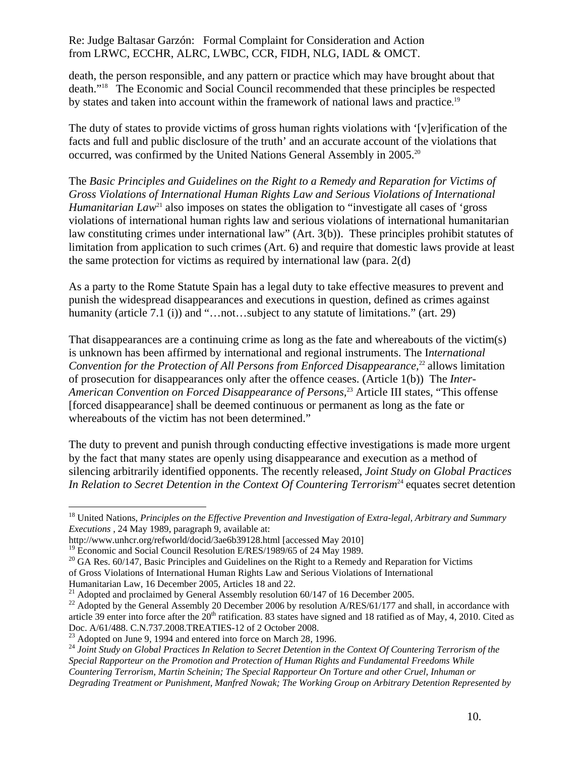death, the person responsible, and any pattern or practice which may have brought about that death."[18] The Economic and Social Council recommended that these principles be respected by states and taken into account within the framework of national laws and practice.[19]

The duty of states to provide victims of gross human rights violations with '[v]erification of the facts and full and public disclosure of the truth' and an accurate account of the violations that occurred, was confirmed by the United Nations General Assembly in 2005.[20]

The *Basic Principles and Guidelines on the Right to a Remedy and Reparation for Victims of Gross Violations of International Human Rights Law and Serious Violations of International Humanitarian Law*[21] also imposes on states the obligation to "investigate all cases of 'gross violations of international human rights law and serious violations of international humanitarian law constituting crimes under international law" (Art. 3(b)). These principles prohibit statutes of limitation from application to such crimes (Art. 6) and require that domestic laws provide at least the same protection for victims as required by international law (para. 2(d)

As a party to the Rome Statute Spain has a legal duty to take effective measures to prevent and punish the widespread disappearances and executions in question, defined as crimes against humanity (article 7.1 (i)) and "…not…subject to any statute of limitations." (art. 29)

That disappearances are a continuing crime as long as the fate and whereabouts of the victim(s) is unknown has been affirmed by international and regional instruments. The I*nternational Convention for the Protection of All Persons from Enforced Disappearance*,[22] allows limitation of prosecution for disappearances only after the offence ceases. (Article 1(b)) The *Inter-American Convention on Forced Disappearance of Persons*,[23] Article III states, "This offense [forced disappearance] shall be deemed continuous or permanent as long as the fate or whereabouts of the victim has not been determined."

The duty to prevent and punish through conducting effective investigations is made more urgent by the fact that many states are openly using disappearance and execution as a method of silencing arbitrarily identified opponents. The recently released, *Joint Study on Global Practices In Relation to Secret Detention in the Context Of Countering Terrorism*[24] equates secret detention

---

[18] United Nations, *Principles on the Effective Prevention and Investigation of Extra-legal, Arbitrary and Summary Executions* , 24 May 1989, paragraph 9, available at: http://www.unhcr.org/refworld/docid/3ae6b39128.html [accessed May 2010]

[19] Economic and Social Council Resolution E/RES/1989/65 of 24 May 1989.

[20] GA Res. 60/147, Basic Principles and Guidelines on the Right to a Remedy and Reparation for Victims of Gross Violations of International Human Rights Law and Serious Violations of International Humanitarian Law, 16 December 2005, Articles 18 and 22.

[21] Adopted and proclaimed by General Assembly resolution 60/147 of 16 December 2005.

[22] Adopted by the General Assembly 20 December 2006 by resolution A/RES/61/177 and shall, in accordance with article 39 enter into force after the 20th ratification. 83 states have signed and 18 ratified as of May, 4, 2010. Cited as Doc. A/61/488. C.N.737.2008.TREATIES-12 of 2 October 2008.

[23] Adopted on June 9, 1994 and entered into force on March 28, 1996.

[24] *Joint Study on Global Practices In Relation to Secret Detention in the Context Of Countering Terrorism of the Special Rapporteur on the Promotion and Protection of Human Rights and Fundamental Freedoms While Countering Terrorism, Martin Scheinin; The Special Rapporteur On Torture and other Cruel, Inhuman or Degrading Treatment or Punishment, Manfred Nowak; The Working Group on Arbitrary Detention Represented by*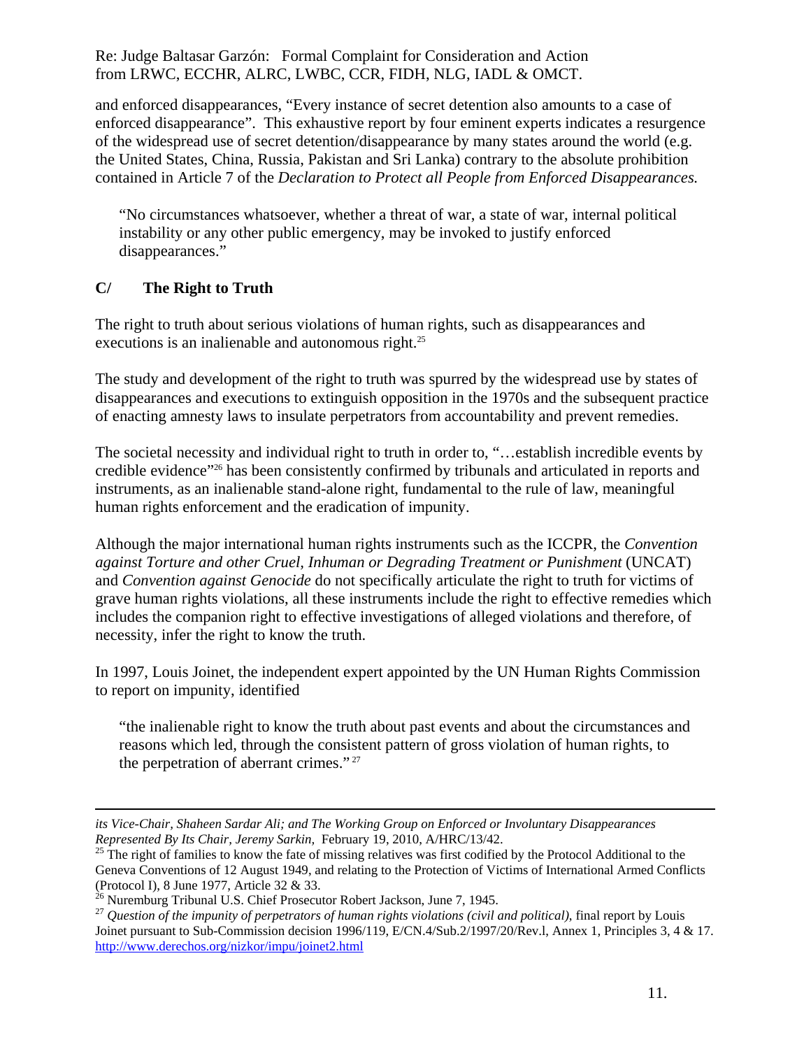and enforced disappearances, "Every instance of secret detention also amounts to a case of enforced disappearance". This exhaustive report by four eminent experts indicates a resurgence of the widespread use of secret detention/disappearance by many states around the world (e.g. the United States, China, Russia, Pakistan and Sri Lanka) contrary to the absolute prohibition contained in Article 7 of the *Declaration to Protect all People from Enforced Disappearances.*

> "No circumstances whatsoever, whether a threat of war, a state of war, internal political instability or any other public emergency, may be invoked to justify enforced disappearances."

## C/ The Right to Truth

The right to truth about serious violations of human rights, such as disappearances and executions is an inalienable and autonomous right.[25]

The study and development of the right to truth was spurred by the widespread use by states of disappearances and executions to extinguish opposition in the 1970s and the subsequent practice of enacting amnesty laws to insulate perpetrators from accountability and prevent remedies.

The societal necessity and individual right to truth in order to, "…establish incredible events by credible evidence"[26] has been consistently confirmed by tribunals and articulated in reports and instruments, as an inalienable stand-alone right, fundamental to the rule of law, meaningful human rights enforcement and the eradication of impunity.

Although the major international human rights instruments such as the ICCPR, the *Convention against Torture and other Cruel, Inhuman or Degrading Treatment or Punishment* (UNCAT) and *Convention against Genocide* do not specifically articulate the right to truth for victims of grave human rights violations, all these instruments include the right to effective remedies which includes the companion right to effective investigations of alleged violations and therefore, of necessity, infer the right to know the truth.

In 1997, Louis Joinet, the independent expert appointed by the UN Human Rights Commission to report on impunity, identified

> "the inalienable right to know the truth about past events and about the circumstances and reasons which led, through the consistent pattern of gross violation of human rights, to the perpetration of aberrant crimes." [27]

---

*its Vice-Chair, Shaheen Sardar Ali; and The Working Group on Enforced or Involuntary Disappearances Represented By Its Chair, Jeremy Sarkin,* February 19, 2010, A/HRC/13/42.

[25] The right of families to know the fate of missing relatives was first codified by the Protocol Additional to the Geneva Conventions of 12 August 1949, and relating to the Protection of Victims of International Armed Conflicts (Protocol I), 8 June 1977, Article 32 & 33.

[26] Nuremburg Tribunal U.S. Chief Prosecutor Robert Jackson, June 7, 1945.

[27] *Question of the impunity of perpetrators of human rights violations (civil and political),* final report by Louis Joinet pursuant to Sub-Commission decision 1996/119, E/CN.4/Sub.2/1997/20/Rev.l, Annex 1, Principles 3, 4 & 17. http://www.derechos.org/nizkor/impu/joinet2.html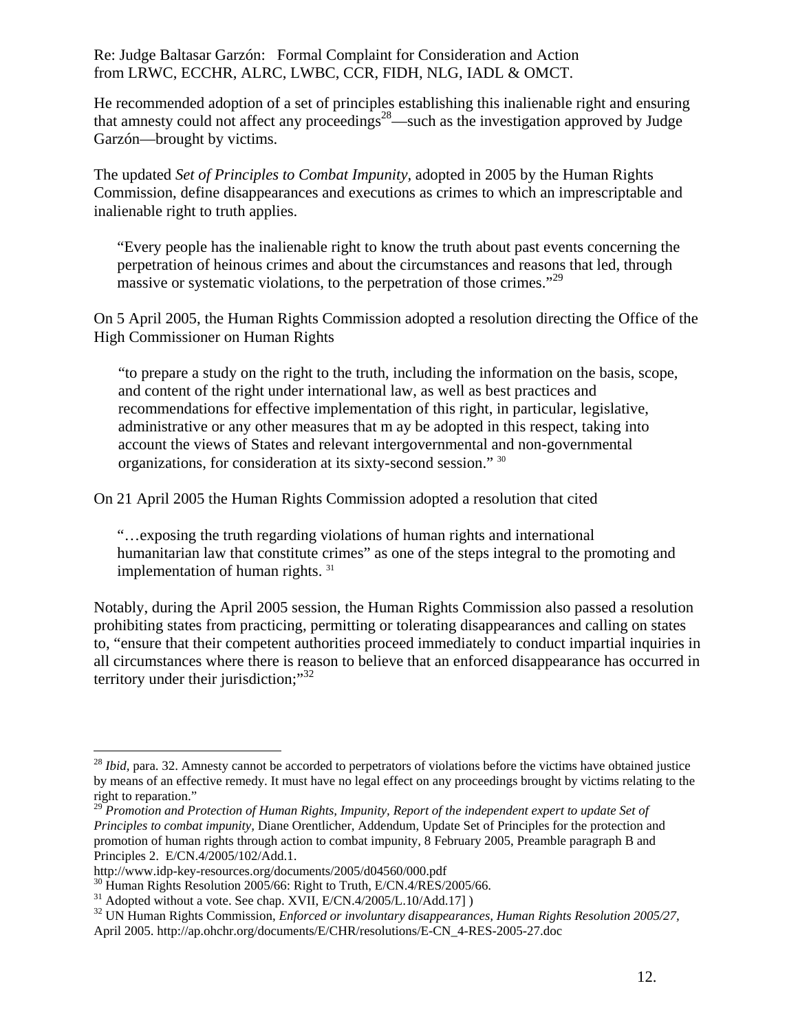He recommended adoption of a set of principles establishing this inalienable right and ensuring that amnesty could not affect any proceedings[28]—such as the investigation approved by Judge Garzón—brought by victims.

The updated *Set of Principles to Combat Impunity*, adopted in 2005 by the Human Rights Commission, define disappearances and executions as crimes to which an imprescriptable and inalienable right to truth applies.

> "Every people has the inalienable right to know the truth about past events concerning the perpetration of heinous crimes and about the circumstances and reasons that led, through massive or systematic violations, to the perpetration of those crimes."[29]

On 5 April 2005, the Human Rights Commission adopted a resolution directing the Office of the High Commissioner on Human Rights

> "to prepare a study on the right to the truth, including the information on the basis, scope, and content of the right under international law, as well as best practices and recommendations for effective implementation of this right, in particular, legislative, administrative or any other measures that m ay be adopted in this respect, taking into account the views of States and relevant intergovernmental and non-governmental organizations, for consideration at its sixty-second session." [30]

On 21 April 2005 the Human Rights Commission adopted a resolution that cited

> "…exposing the truth regarding violations of human rights and international humanitarian law that constitute crimes" as one of the steps integral to the promoting and implementation of human rights. [31]

Notably, during the April 2005 session, the Human Rights Commission also passed a resolution prohibiting states from practicing, permitting or tolerating disappearances and calling on states to, "ensure that their competent authorities proceed immediately to conduct impartial inquiries in all circumstances where there is reason to believe that an enforced disappearance has occurred in territory under their jurisdiction;"[32]

---

[28] *Ibid*, para. 32. Amnesty cannot be accorded to perpetrators of violations before the victims have obtained justice by means of an effective remedy. It must have no legal effect on any proceedings brought by victims relating to the right to reparation."

[29] *Promotion and Protection of Human Rights, Impunity, Report of the independent expert to update Set of Principles to combat impunity,* Diane Orentlicher, Addendum, Update Set of Principles for the protection and promotion of human rights through action to combat impunity, 8 February 2005, Preamble paragraph B and Principles 2. E/CN.4/2005/102/Add.1.
http://www.idp-key-resources.org/documents/2005/d04560/000.pdf

[30] Human Rights Resolution 2005/66: Right to Truth, E/CN.4/RES/2005/66.

[31] Adopted without a vote. See chap. XVII, E/CN.4/2005/L.10/Add.17] )

[32] UN Human Rights Commission, *Enforced or involuntary disappearances, Human Rights Resolution 2005/27,* April 2005. http://ap.ohchr.org/documents/E/CHR/resolutions/E-CN_4-RES-2005-27.doc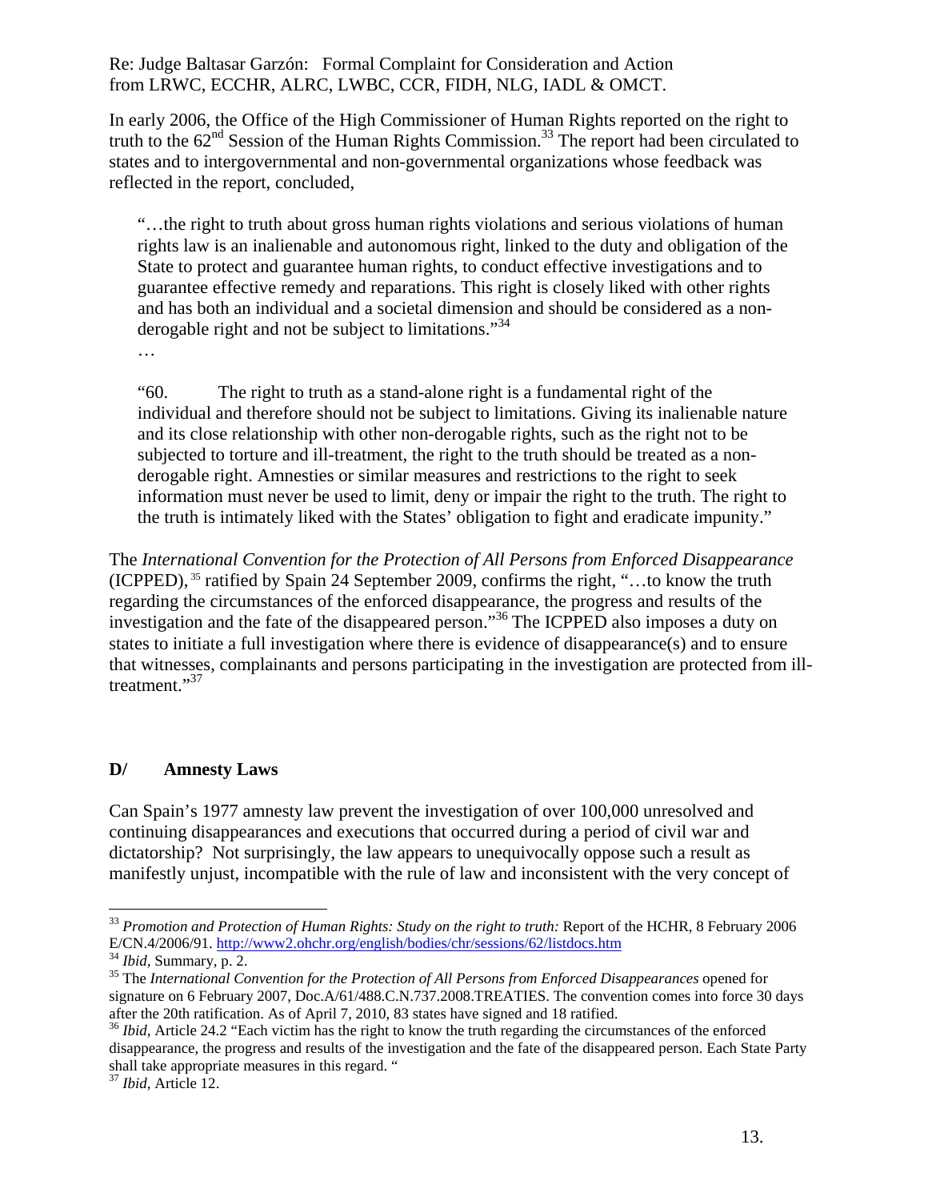In early 2006, the Office of the High Commissioner of Human Rights reported on the right to truth to the 62nd Session of the Human Rights Commission.[33] The report had been circulated to states and to intergovernmental and non-governmental organizations whose feedback was reflected in the report, concluded,

> "…the right to truth about gross human rights violations and serious violations of human rights law is an inalienable and autonomous right, linked to the duty and obligation of the State to protect and guarantee human rights, to conduct effective investigations and to guarantee effective remedy and reparations. This right is closely liked with other rights and has both an individual and a societal dimension and should be considered as a non-derogable right and not be subject to limitations."[34]
>
> …
>
> "60. The right to truth as a stand-alone right is a fundamental right of the individual and therefore should not be subject to limitations. Giving its inalienable nature and its close relationship with other non-derogable rights, such as the right not to be subjected to torture and ill-treatment, the right to the truth should be treated as a non-derogable right. Amnesties or similar measures and restrictions to the right to seek information must never be used to limit, deny or impair the right to the truth. The right to the truth is intimately liked with the States' obligation to fight and eradicate impunity."

The *International Convention for the Protection of All Persons from Enforced Disappearance* (ICPPED),[35] ratified by Spain 24 September 2009, confirms the right, "…to know the truth regarding the circumstances of the enforced disappearance, the progress and results of the investigation and the fate of the disappeared person."[36] The ICPPED also imposes a duty on states to initiate a full investigation where there is evidence of disappearance(s) and to ensure that witnesses, complainants and persons participating in the investigation are protected from ill-treatment."[37]

## D/ Amnesty Laws

Can Spain's 1977 amnesty law prevent the investigation of over 100,000 unresolved and continuing disappearances and executions that occurred during a period of civil war and dictatorship? Not surprisingly, the law appears to unequivocally oppose such a result as manifestly unjust, incompatible with the rule of law and inconsistent with the very concept of

---

[33] *Promotion and Protection of Human Rights: Study on the right to truth:* Report of the HCHR, 8 February 2006 E/CN.4/2006/91. http://www2.ohchr.org/english/bodies/chr/sessions/62/listdocs.htm

[34] *Ibid,* Summary, p. 2.

[35] The *International Convention for the Protection of All Persons from Enforced Disappearances* opened for signature on 6 February 2007, Doc.A/61/488.C.N.737.2008.TREATIES. The convention comes into force 30 days after the 20th ratification. As of April 7, 2010, 83 states have signed and 18 ratified.

[36] *Ibid,* Article 24.2 "Each victim has the right to know the truth regarding the circumstances of the enforced disappearance, the progress and results of the investigation and the fate of the disappeared person. Each State Party shall take appropriate measures in this regard. "

[37] *Ibid,* Article 12.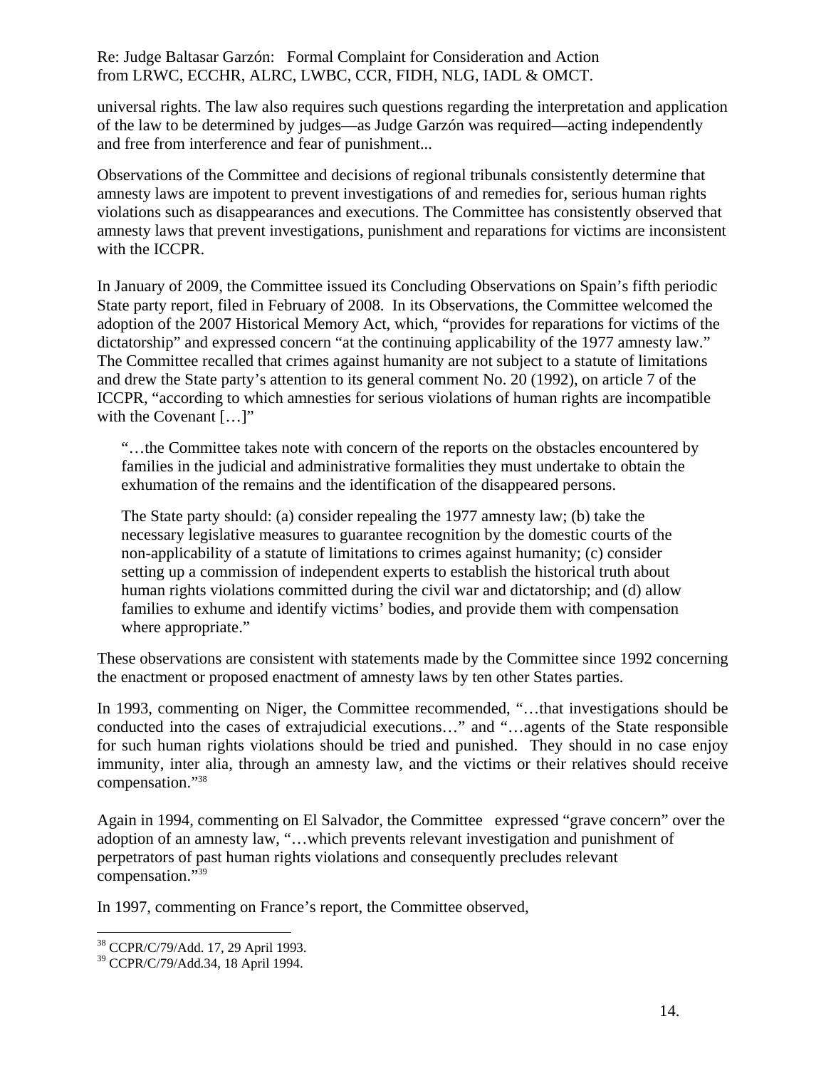universal rights. The law also requires such questions regarding the interpretation and application of the law to be determined by judges—as Judge Garzón was required—acting independently and free from interference and fear of punishment...

Observations of the Committee and decisions of regional tribunals consistently determine that amnesty laws are impotent to prevent investigations of and remedies for, serious human rights violations such as disappearances and executions. The Committee has consistently observed that amnesty laws that prevent investigations, punishment and reparations for victims are inconsistent with the ICCPR.

In January of 2009, the Committee issued its Concluding Observations on Spain's fifth periodic State party report, filed in February of 2008. In its Observations, the Committee welcomed the adoption of the 2007 Historical Memory Act, which, "provides for reparations for victims of the dictatorship" and expressed concern "at the continuing applicability of the 1977 amnesty law." The Committee recalled that crimes against humanity are not subject to a statute of limitations and drew the State party's attention to its general comment No. 20 (1992), on article 7 of the ICCPR, "according to which amnesties for serious violations of human rights are incompatible with the Covenant […]"

> "…the Committee takes note with concern of the reports on the obstacles encountered by families in the judicial and administrative formalities they must undertake to obtain the exhumation of the remains and the identification of the disappeared persons.
>
> The State party should: (a) consider repealing the 1977 amnesty law; (b) take the necessary legislative measures to guarantee recognition by the domestic courts of the non-applicability of a statute of limitations to crimes against humanity; (c) consider setting up a commission of independent experts to establish the historical truth about human rights violations committed during the civil war and dictatorship; and (d) allow families to exhume and identify victims' bodies, and provide them with compensation where appropriate."

These observations are consistent with statements made by the Committee since 1992 concerning the enactment or proposed enactment of amnesty laws by ten other States parties.

In 1993, commenting on Niger, the Committee recommended, "…that investigations should be conducted into the cases of extrajudicial executions…" and "…agents of the State responsible for such human rights violations should be tried and punished. They should in no case enjoy immunity, inter alia, through an amnesty law, and the victims or their relatives should receive compensation."[38]

Again in 1994, commenting on El Salvador, the Committee expressed "grave concern" over the adoption of an amnesty law, "…which prevents relevant investigation and punishment of perpetrators of past human rights violations and consequently precludes relevant compensation."[39]

In 1997, commenting on France's report, the Committee observed,

---

[38] CCPR/C/79/Add. 17, 29 April 1993.

[39] CCPR/C/79/Add.34, 18 April 1994.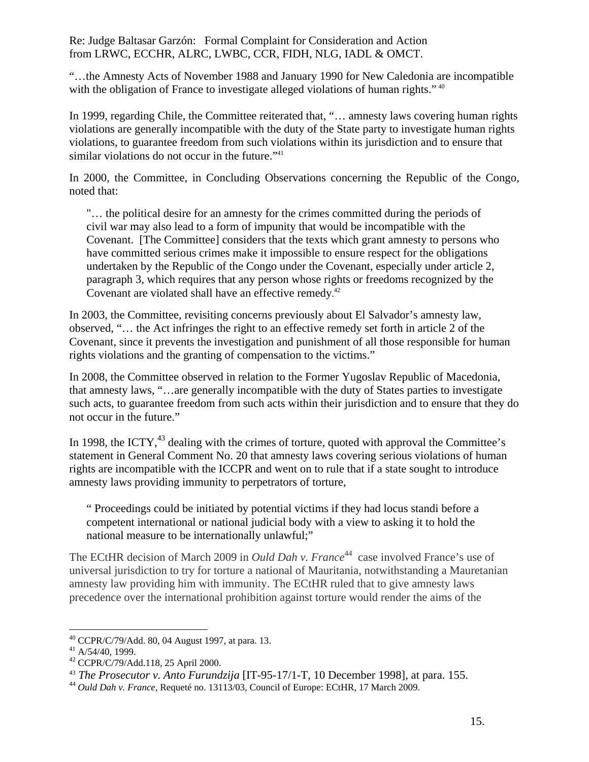"…the Amnesty Acts of November 1988 and January 1990 for New Caledonia are incompatible with the obligation of France to investigate alleged violations of human rights." [40]

In 1999, regarding Chile, the Committee reiterated that, "… amnesty laws covering human rights violations are generally incompatible with the duty of the State party to investigate human rights violations, to guarantee freedom from such violations within its jurisdiction and to ensure that similar violations do not occur in the future."[41]

In 2000, the Committee, in Concluding Observations concerning the Republic of the Congo, noted that:

> "… the political desire for an amnesty for the crimes committed during the periods of civil war may also lead to a form of impunity that would be incompatible with the Covenant. [The Committee] considers that the texts which grant amnesty to persons who have committed serious crimes make it impossible to ensure respect for the obligations undertaken by the Republic of the Congo under the Covenant, especially under article 2, paragraph 3, which requires that any person whose rights or freedoms recognized by the Covenant are violated shall have an effective remedy.[42]

In 2003, the Committee, revisiting concerns previously about El Salvador's amnesty law, observed, "… the Act infringes the right to an effective remedy set forth in article 2 of the Covenant, since it prevents the investigation and punishment of all those responsible for human rights violations and the granting of compensation to the victims."

In 2008, the Committee observed in relation to the Former Yugoslav Republic of Macedonia, that amnesty laws, "…are generally incompatible with the duty of States parties to investigate such acts, to guarantee freedom from such acts within their jurisdiction and to ensure that they do not occur in the future."

In 1998, the ICTY,[43] dealing with the crimes of torture, quoted with approval the Committee's statement in General Comment No. 20 that amnesty laws covering serious violations of human rights are incompatible with the ICCPR and went on to rule that if a state sought to introduce amnesty laws providing immunity to perpetrators of torture,

> " Proceedings could be initiated by potential victims if they had locus standi before a competent international or national judicial body with a view to asking it to hold the national measure to be internationally unlawful;"

The ECtHR decision of March 2009 in *Ould Dah v. France*[44] case involved France's use of universal jurisdiction to try for torture a national of Mauritania, notwithstanding a Mauretanian amnesty law providing him with immunity. The ECtHR ruled that to give amnesty laws precedence over the international prohibition against torture would render the aims of the

---

[40] CCPR/C/79/Add. 80, 04 August 1997, at para. 13.
[41] A/54/40, 1999.
[42] CCPR/C/79/Add.118, 25 April 2000.
[43] *The Prosecutor v. Anto Furundzija* [IT-95-17/1-T, 10 December 1998], at para. 155.
[44] *Ould Dah v. France*, Requeté no. 13113/03, Council of Europe: ECtHR, 17 March 2009.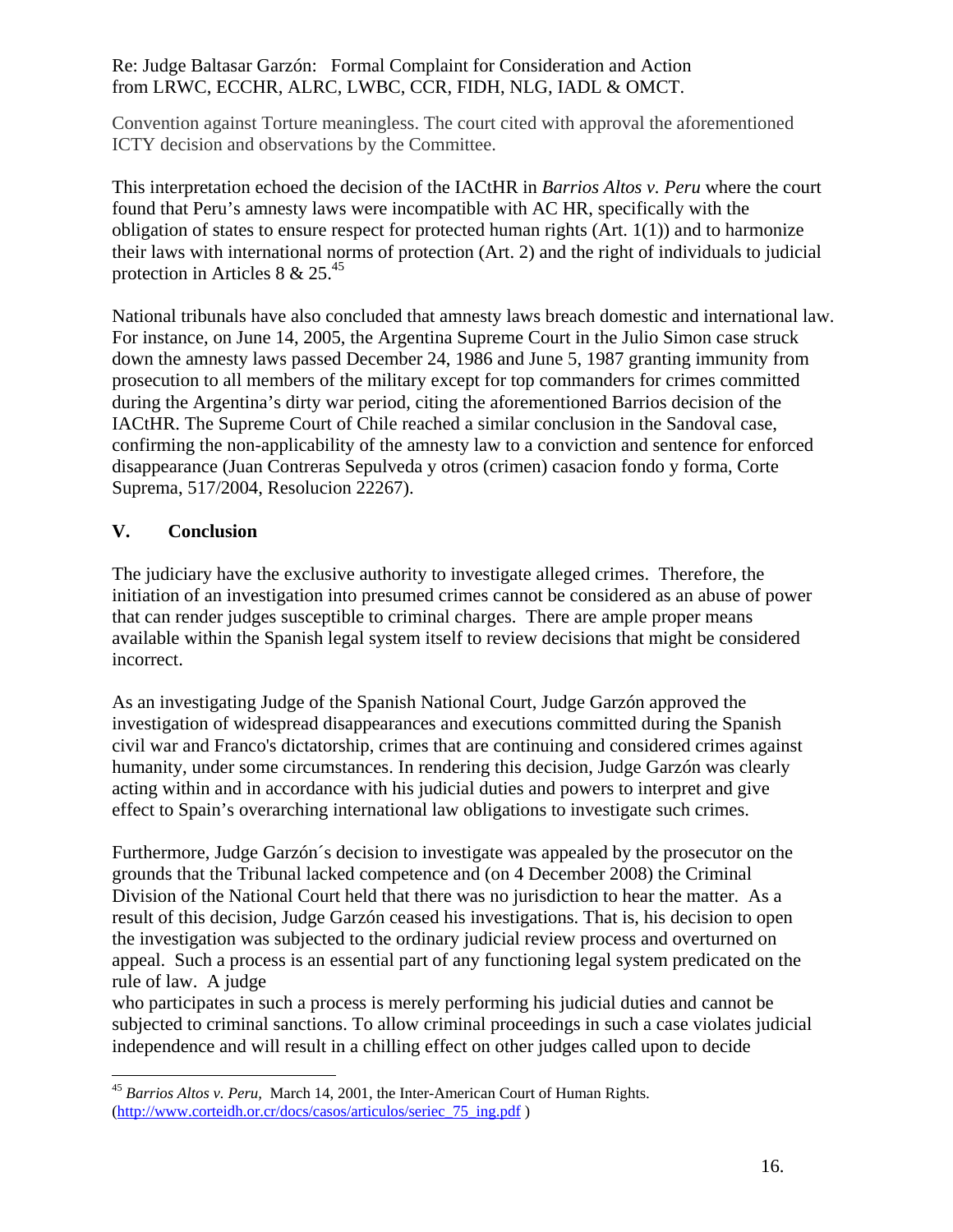Convention against Torture meaningless. The court cited with approval the aforementioned ICTY decision and observations by the Committee.

This interpretation echoed the decision of the IACtHR in *Barrios Altos v. Peru* where the court found that Peru's amnesty laws were incompatible with AC HR, specifically with the obligation of states to ensure respect for protected human rights (Art. 1(1)) and to harmonize their laws with international norms of protection (Art. 2) and the right of individuals to judicial protection in Articles 8 & 25.[45]

National tribunals have also concluded that amnesty laws breach domestic and international law. For instance, on June 14, 2005, the Argentina Supreme Court in the Julio Simon case struck down the amnesty laws passed December 24, 1986 and June 5, 1987 granting immunity from prosecution to all members of the military except for top commanders for crimes committed during the Argentina's dirty war period, citing the aforementioned Barrios decision of the IACtHR. The Supreme Court of Chile reached a similar conclusion in the Sandoval case, confirming the non-applicability of the amnesty law to a conviction and sentence for enforced disappearance (Juan Contreras Sepulveda y otros (crimen) casacion fondo y forma, Corte Suprema, 517/2004, Resolucion 22267).

## V. Conclusion

The judiciary have the exclusive authority to investigate alleged crimes. Therefore, the initiation of an investigation into presumed crimes cannot be considered as an abuse of power that can render judges susceptible to criminal charges. There are ample proper means available within the Spanish legal system itself to review decisions that might be considered incorrect.

As an investigating Judge of the Spanish National Court, Judge Garzón approved the investigation of widespread disappearances and executions committed during the Spanish civil war and Franco's dictatorship, crimes that are continuing and considered crimes against humanity, under some circumstances. In rendering this decision, Judge Garzón was clearly acting within and in accordance with his judicial duties and powers to interpret and give effect to Spain's overarching international law obligations to investigate such crimes.

Furthermore, Judge Garzón´s decision to investigate was appealed by the prosecutor on the grounds that the Tribunal lacked competence and (on 4 December 2008) the Criminal Division of the National Court held that there was no jurisdiction to hear the matter. As a result of this decision, Judge Garzón ceased his investigations. That is, his decision to open the investigation was subjected to the ordinary judicial review process and overturned on appeal. Such a process is an essential part of any functioning legal system predicated on the rule of law. A judge who participates in such a process is merely performing his judicial duties and cannot be subjected to criminal sanctions. To allow criminal proceedings in such a case violates judicial independence and will result in a chilling effect on other judges called upon to decide

---

[45] *Barrios Altos v. Peru,* March 14, 2001, the Inter-American Court of Human Rights. (http://www.corteidh.or.cr/docs/casos/articulos/seriec_75_ing.pdf )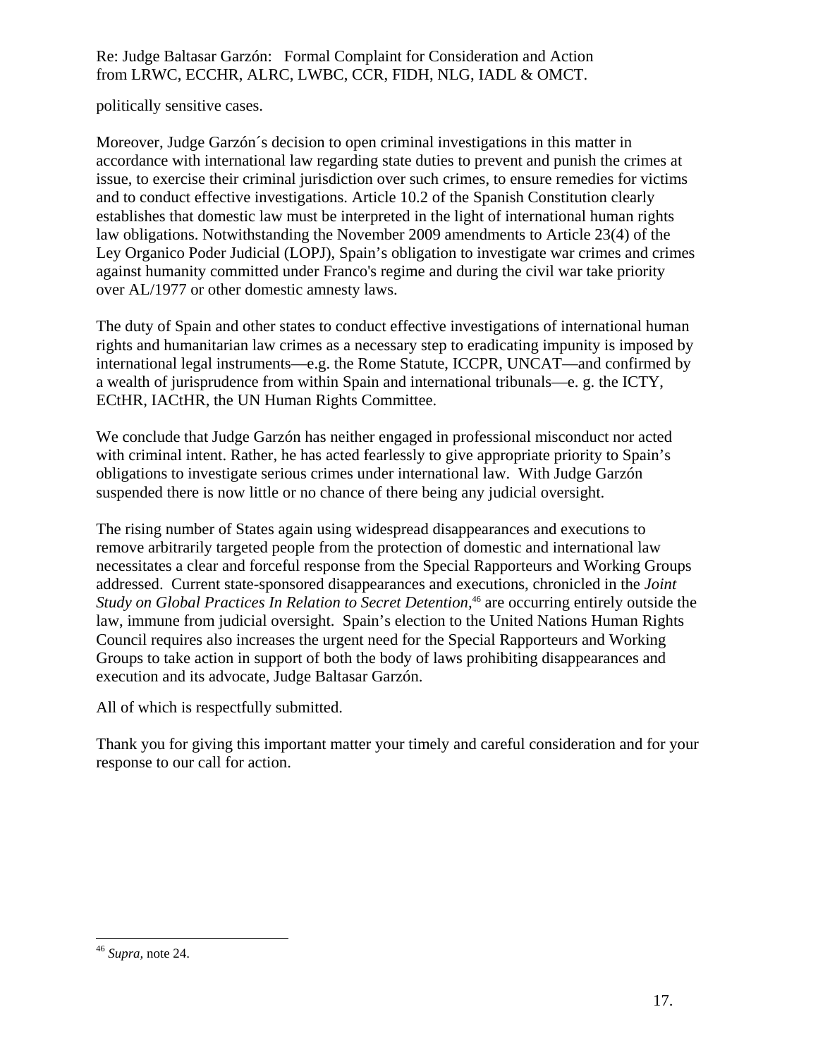politically sensitive cases.

Moreover, Judge Garzón´s decision to open criminal investigations in this matter in accordance with international law regarding state duties to prevent and punish the crimes at issue, to exercise their criminal jurisdiction over such crimes, to ensure remedies for victims and to conduct effective investigations. Article 10.2 of the Spanish Constitution clearly establishes that domestic law must be interpreted in the light of international human rights law obligations. Notwithstanding the November 2009 amendments to Article 23(4) of the Ley Organico Poder Judicial (LOPJ), Spain's obligation to investigate war crimes and crimes against humanity committed under Franco's regime and during the civil war take priority over AL/1977 or other domestic amnesty laws.

The duty of Spain and other states to conduct effective investigations of international human rights and humanitarian law crimes as a necessary step to eradicating impunity is imposed by international legal instruments—e.g. the Rome Statute, ICCPR, UNCAT—and confirmed by a wealth of jurisprudence from within Spain and international tribunals—e. g. the ICTY, ECtHR, IACtHR, the UN Human Rights Committee.

We conclude that Judge Garzón has neither engaged in professional misconduct nor acted with criminal intent. Rather, he has acted fearlessly to give appropriate priority to Spain's obligations to investigate serious crimes under international law. With Judge Garzón suspended there is now little or no chance of there being any judicial oversight.

The rising number of States again using widespread disappearances and executions to remove arbitrarily targeted people from the protection of domestic and international law necessitates a clear and forceful response from the Special Rapporteurs and Working Groups addressed. Current state-sponsored disappearances and executions, chronicled in the *Joint Study on Global Practices In Relation to Secret Detention*,[46] are occurring entirely outside the law, immune from judicial oversight. Spain's election to the United Nations Human Rights Council requires also increases the urgent need for the Special Rapporteurs and Working Groups to take action in support of both the body of laws prohibiting disappearances and execution and its advocate, Judge Baltasar Garzón.

All of which is respectfully submitted.

Thank you for giving this important matter your timely and careful consideration and for your response to our call for action.

[46] *Supra,* note 24.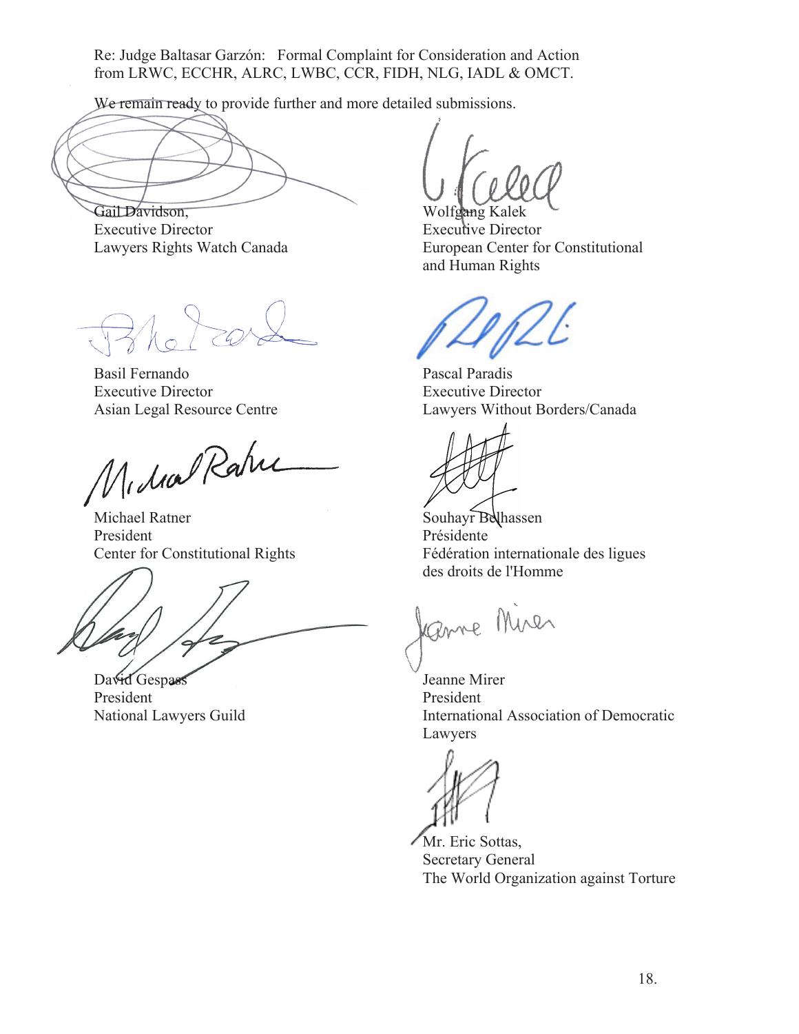Re: Judge Baltasar Garzón: Formal Complaint for Consideration and Action from LRWC, ECCHR, ALRC, LWBC, CCR, FIDH, NLG, IADL & OMCT.

We remain ready to provide further and more detailed submissions.

Gail Davidson,
Executive Director
Lawyers Rights Watch Canada

Wolfgang Kalek
Executive Director
European Center for Constitutional and Human Rights

Basil Fernando
Executive Director
Asian Legal Resource Centre

Pascal Paradis
Executive Director
Lawyers Without Borders/Canada

Michael Ratner
President
Center for Constitutional Rights

Souhayr Belhassen
Présidente
Fédération internationale des ligues des droits de l'Homme

David Gespass
President
National Lawyers Guild

Jeanne Mirer
President
International Association of Democratic Lawyers

Mr. Eric Sottas,
Secretary General
The World Organization against Torture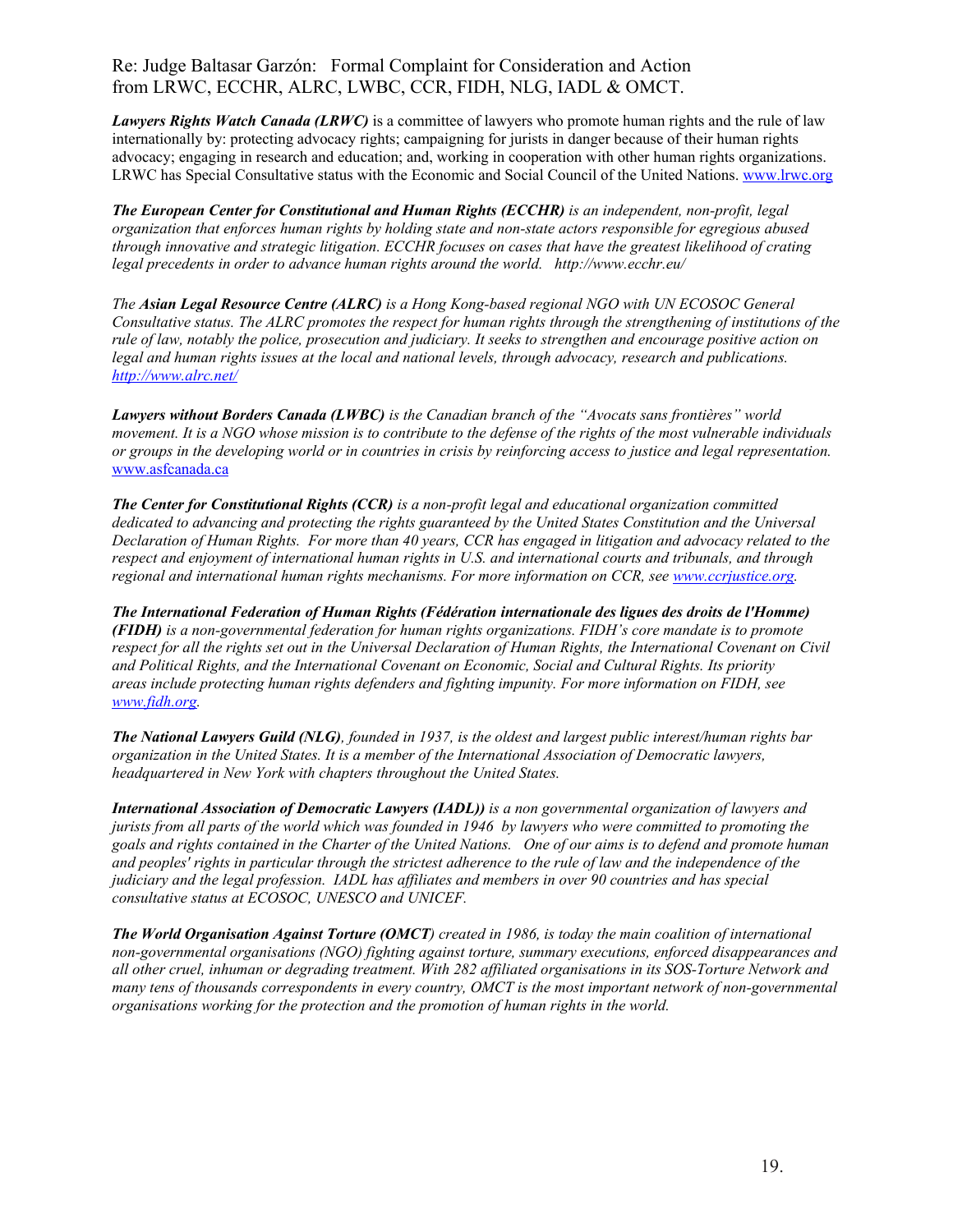Re: Judge Baltasar Garzón: Formal Complaint for Consideration and Action from LRWC, ECCHR, ALRC, LWBC, CCR, FIDH, NLG, IADL & OMCT.

***Lawyers Rights Watch Canada (LRWC)*** is a committee of lawyers who promote human rights and the rule of law internationally by: protecting advocacy rights; campaigning for jurists in danger because of their human rights advocacy; engaging in research and education; and, working in cooperation with other human rights organizations. LRWC has Special Consultative status with the Economic and Social Council of the United Nations. www.lrwc.org

***The European Center for Constitutional and Human Rights (ECCHR)*** *is an independent, non-profit, legal organization that enforces human rights by holding state and non-state actors responsible for egregious abused through innovative and strategic litigation. ECCHR focuses on cases that have the greatest likelihood of crating legal precedents in order to advance human rights around the world. http://www.ecchr.eu/*

*The* ***Asian Legal Resource Centre (ALRC)*** *is a Hong Kong-based regional NGO with UN ECOSOC General Consultative status. The ALRC promotes the respect for human rights through the strengthening of institutions of the rule of law, notably the police, prosecution and judiciary. It seeks to strengthen and encourage positive action on legal and human rights issues at the local and national levels, through advocacy, research and publications. http://www.alrc.net/*

***Lawyers without Borders Canada (LWBC)*** *is the Canadian branch of the "Avocats sans frontières" world movement. It is a NGO whose mission is to contribute to the defense of the rights of the most vulnerable individuals or groups in the developing world or in countries in crisis by reinforcing access to justice and legal representation.* www.asfcanada.ca

***The Center for Constitutional Rights (CCR)*** *is a non-profit legal and educational organization committed dedicated to advancing and protecting the rights guaranteed by the United States Constitution and the Universal Declaration of Human Rights. For more than 40 years, CCR has engaged in litigation and advocacy related to the respect and enjoyment of international human rights in U.S. and international courts and tribunals, and through regional and international human rights mechanisms. For more information on CCR, see www.ccrjustice.org.*

***The International Federation of Human Rights (Fédération internationale des ligues des droits de l'Homme) (FIDH)*** *is a non-governmental federation for human rights organizations. FIDH's core mandate is to promote respect for all the rights set out in the Universal Declaration of Human Rights, the International Covenant on Civil and Political Rights, and the International Covenant on Economic, Social and Cultural Rights. Its priority areas include protecting human rights defenders and fighting impunity. For more information on FIDH, see www.fidh.org.*

***The National Lawyers Guild (NLG)****, founded in 1937, is the oldest and largest public interest/human rights bar organization in the United States. It is a member of the International Association of Democratic lawyers, headquartered in New York with chapters throughout the United States.*

***International Association of Democratic Lawyers (IADL))*** *is a non governmental organization of lawyers and jurists from all parts of the world which was founded in 1946 by lawyers who were committed to promoting the goals and rights contained in the Charter of the United Nations. One of our aims is to defend and promote human and peoples' rights in particular through the strictest adherence to the rule of law and the independence of the judiciary and the legal profession. IADL has affiliates and members in over 90 countries and has special consultative status at ECOSOC, UNESCO and UNICEF.*

***The World Organisation Against Torture (OMCT****) created in 1986, is today the main coalition of international non-governmental organisations (NGO) fighting against torture, summary executions, enforced disappearances and all other cruel, inhuman or degrading treatment. With 282 affiliated organisations in its SOS-Torture Network and many tens of thousands correspondents in every country, OMCT is the most important network of non-governmental organisations working for the protection and the promotion of human rights in the world.*